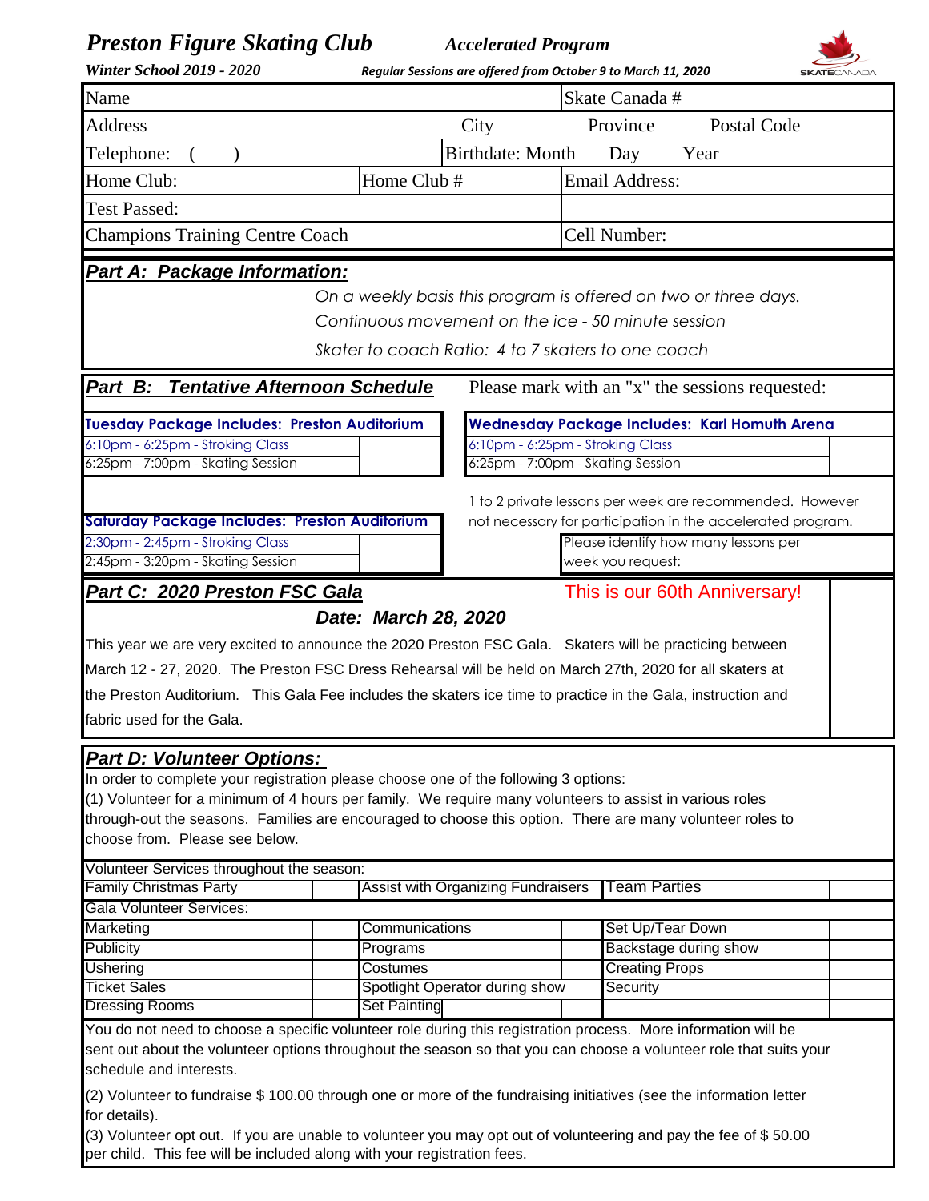# Preston Figure Skating Club

**Accelerated Program**

***Winter School 2019 - 2020***

***Regular Sessions are offered from October 9 to March 11, 2020***

SKATECANADA

| Name | | | Skate Canada # |
|---|---|---|---|
| Address | | City | Province &nbsp;&nbsp;&nbsp; Postal Code |
| Telephone: ( ) | | Birthdate: Month | Day &nbsp;&nbsp; Year |
| Home Club: | Home Club # | | Email Address: |
| Test Passed: | | | |
| Champions Training Centre Coach | | | Cell Number: |

## *Part A: Package Information:*

*On a weekly basis this program is offered on two or three days.*

*Continuous movement on the ice - 50 minute session*

*Skater to coach Ratio: 4 to 7 skaters to one coach*

## *Part B: Tentative Afternoon Schedule*

Please mark with an "x" the sessions requested:

| **Tuesday Package Includes: Preston Auditorium** | |
|---|---|
| 6:10pm - 6:25pm - Stroking Class | |
| 6:25pm - 7:00pm - Skating Session | |

| **Wednesday Package Includes: Karl Homuth Arena** | |
|---|---|
| 6:10pm - 6:25pm - Stroking Class | |
| 6:25pm - 7:00pm - Skating Session | |

| **Saturday Package Includes: Preston Auditorium** | |
|---|---|
| 2:30pm - 2:45pm - Stroking Class | |
| 2:45pm - 3:20pm - Skating Session | |

1 to 2 private lessons per week are recommended. However not necessary for participation in the accelerated program.

| Please identify how many lessons per week you request: | |
|---|---|

## *Part C: 2020 Preston FSC Gala*

This is our 60th Anniversary!

***Date: March 28, 2020***

This year we are very excited to announce the 2020 Preston FSC Gala. Skaters will be practicing between March 12 - 27, 2020. The Preston FSC Dress Rehearsal will be held on March 27th, 2020 for all skaters at the Preston Auditorium. This Gala Fee includes the skaters ice time to practice in the Gala, instruction and fabric used for the Gala.

## *Part D: Volunteer Options:*

In order to complete your registration please choose one of the following 3 options:

(1) Volunteer for a minimum of 4 hours per family. We require many volunteers to assist in various roles through-out the seasons. Families are encouraged to choose this option. There are many volunteer roles to choose from. Please see below.

| Volunteer Services throughout the season: | | | | | |
|---|---|---|---|---|---|
| Family Christmas Party | | Assist with Organizing Fundraisers | | Team Parties | |
| **Gala Volunteer Services:** | | | | | |
| Marketing | | Communications | | Set Up/Tear Down | |
| Publicity | | Programs | | Backstage during show | |
| Ushering | | Costumes | | Creating Props | |
| Ticket Sales | | Spotlight Operator during show | | Security | |
| Dressing Rooms | | Set Painting | | | |

You do not need to choose a specific volunteer role during this registration process. More information will be sent out about the volunteer options throughout the season so that you can choose a volunteer role that suits your schedule and interests.

(2) Volunteer to fundraise $ 100.00 through one or more of the fundraising initiatives (see the information letter for details).

(3) Volunteer opt out. If you are unable to volunteer you may opt out of volunteering and pay the fee of $ 50.00 per child. This fee will be included along with your registration fees.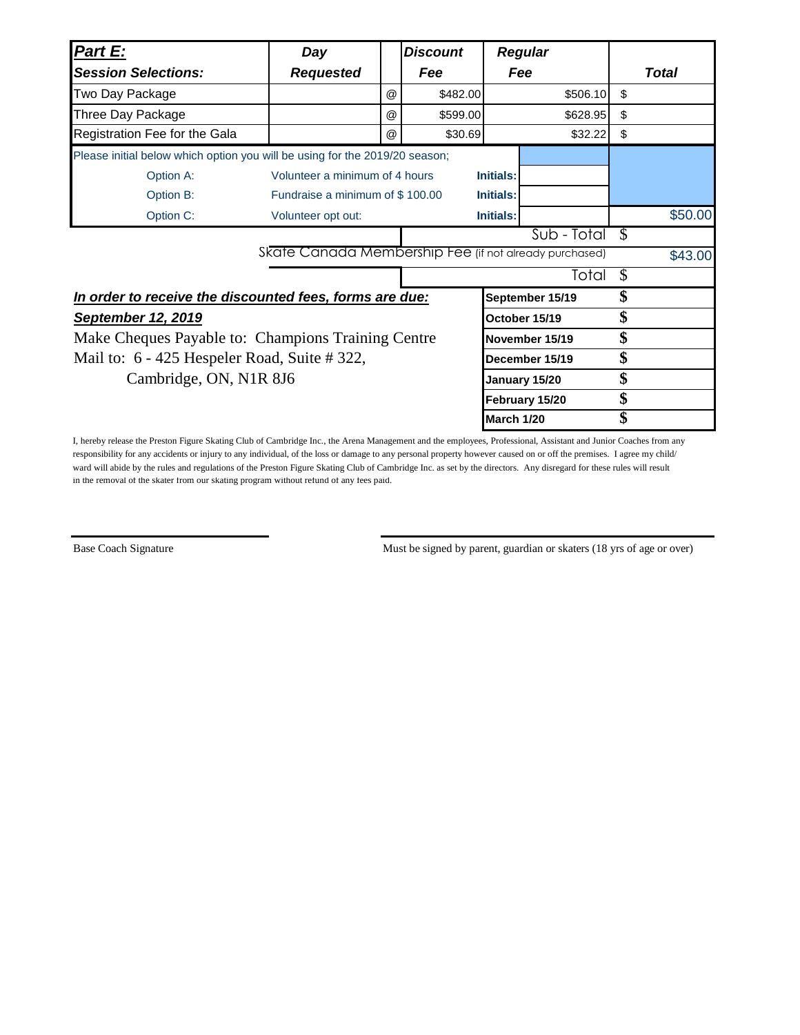| ***Part E:*** **Session Selections:** | ***Day Requested*** | | ***Discount Fee*** | ***Regular Fee*** | | ***Total*** |
|---|---|---|---|---|---|---|
| Two Day Package | | @ | $482.00 | | $506.10 | $ |
| Three Day Package | | @ | $599.00 | | $628.95 | $ |
| Registration Fee for the Gala | | @ | $30.69 | | $32.22 | $ |
| Please initial below which option you will be using for the 2019/20 season; | | | | | | |
| Option A: | Volunteer a minimum of 4 hours | | | **Initials:** | | |
| Option B: | Fundraise a minimum of $ 100.00 | | | **Initials:** | | |
| Option C: | Volunteer opt out: | | | **Initials:** | | $50.00 |
| | | | | | Sub - Total | $ |
| | Skate Canada Membership Fee (if not already purchased) | | | | | $43.00 |
| | | | | | Total | $ |

***In order to receive the discounted fees, forms are due:***

***September 12, 2019***

Make Cheques Payable to: Champions Training Centre

Mail to: 6 - 425 Hespeler Road, Suite # 322,
Cambridge, ON, N1R 8J6

| | |
|---|---|
| **September 15/19** | **$** |
| **October 15/19** | **$** |
| **November 15/19** | **$** |
| **December 15/19** | **$** |
| **January 15/20** | **$** |
| **February 15/20** | **$** |
| **March 1/20** | **$** |

I, hereby release the Preston Figure Skating Club of Cambridge Inc., the Arena Management and the employees, Professional, Assistant and Junior Coaches from any responsibility for any accidents or injury to any individual, of the loss or damage to any personal property however caused on or off the premises. I agree my child/ ward will abide by the rules and regulations of the Preston Figure Skating Club of Cambridge Inc. as set by the directors. Any disregard for these rules will result in the removal of the skater from our skating program without refund of any fees paid.

Base Coach Signature

Must be signed by parent, guardian or skaters (18 yrs of age or over)